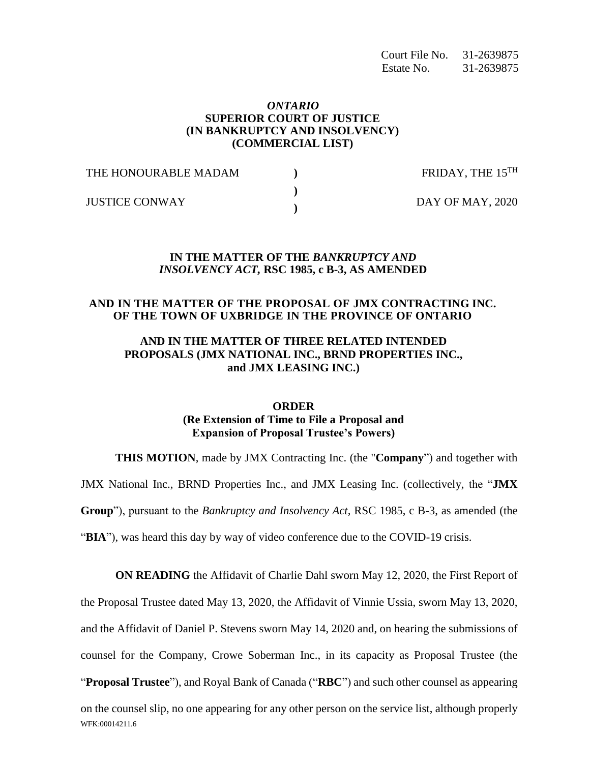Court File No. 31-2639875
Estate No. 31-2639875

***ONTARIO***
**SUPERIOR COURT OF JUSTICE**
**(IN BANKRUPTCY AND INSOLVENCY)**
**(COMMERCIAL LIST)**

| | | |
|---|---|---|
| THE HONOURABLE MADAM | ) | FRIDAY, THE 15TH |
| | ) | |
| JUSTICE CONWAY | ) | DAY OF MAY, 2020 |

**IN THE MATTER OF THE *BANKRUPTCY AND INSOLVENCY ACT,* RSC 1985, c B-3, AS AMENDED**

**AND IN THE MATTER OF THE PROPOSAL OF JMX CONTRACTING INC. OF THE TOWN OF UXBRIDGE IN THE PROVINCE OF ONTARIO**

**AND IN THE MATTER OF THREE RELATED INTENDED PROPOSALS (JMX NATIONAL INC., BRND PROPERTIES INC., and JMX LEASING INC.)**

**ORDER**
**(Re Extension of Time to File a Proposal and Expansion of Proposal Trustee's Powers)**

**THIS MOTION**, made by JMX Contracting Inc. (the "**Company**") and together with JMX National Inc., BRND Properties Inc., and JMX Leasing Inc. (collectively, the "**JMX Group**"), pursuant to the *Bankruptcy and Insolvency Act,* RSC 1985, c B-3, as amended (the "**BIA**"), was heard this day by way of video conference due to the COVID-19 crisis.

**ON READING** the Affidavit of Charlie Dahl sworn May 12, 2020, the First Report of the Proposal Trustee dated May 13, 2020, the Affidavit of Vinnie Ussia, sworn May 13, 2020, and the Affidavit of Daniel P. Stevens sworn May 14, 2020 and, on hearing the submissions of counsel for the Company, Crowe Soberman Inc., in its capacity as Proposal Trustee (the "**Proposal Trustee**"), and Royal Bank of Canada ("**RBC**") and such other counsel as appearing on the counsel slip, no one appearing for any other person on the service list, although properly

WFK:00014211.6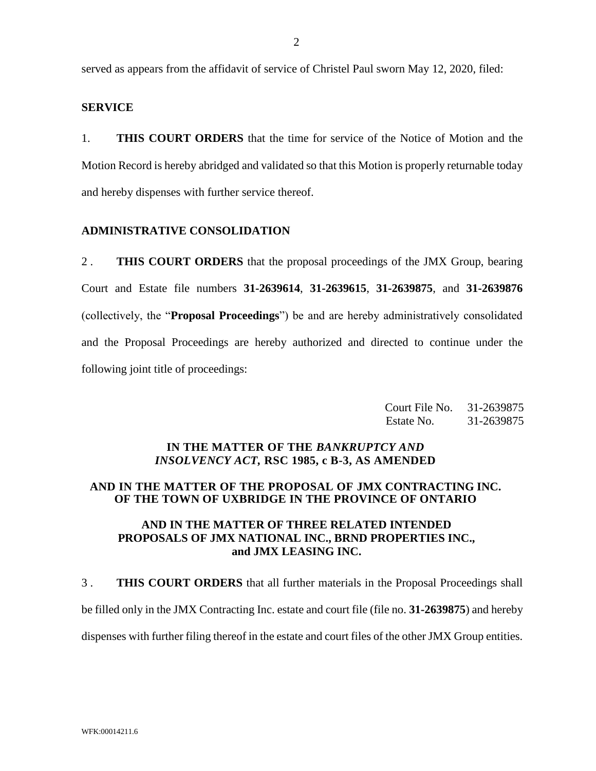served as appears from the affidavit of service of Christel Paul sworn May 12, 2020, filed:

**SERVICE**

1. **THIS COURT ORDERS** that the time for service of the Notice of Motion and the Motion Record is hereby abridged and validated so that this Motion is properly returnable today and hereby dispenses with further service thereof.

**ADMINISTRATIVE CONSOLIDATION**

2 . **THIS COURT ORDERS** that the proposal proceedings of the JMX Group, bearing Court and Estate file numbers **31-2639614**, **31-2639615**, **31-2639875**, and **31-2639876** (collectively, the "**Proposal Proceedings**") be and are hereby administratively consolidated and the Proposal Proceedings are hereby authorized and directed to continue under the following joint title of proceedings:

Court File No. 31-2639875
Estate No. 31-2639875

**IN THE MATTER OF THE *BANKRUPTCY AND INSOLVENCY ACT*, RSC 1985, c B-3, AS AMENDED**

**AND IN THE MATTER OF THE PROPOSAL OF JMX CONTRACTING INC. OF THE TOWN OF UXBRIDGE IN THE PROVINCE OF ONTARIO**

**AND IN THE MATTER OF THREE RELATED INTENDED PROPOSALS OF JMX NATIONAL INC., BRND PROPERTIES INC., and JMX LEASING INC.**

3 . **THIS COURT ORDERS** that all further materials in the Proposal Proceedings shall be filled only in the JMX Contracting Inc. estate and court file (file no. **31-2639875**) and hereby dispenses with further filing thereof in the estate and court files of the other JMX Group entities.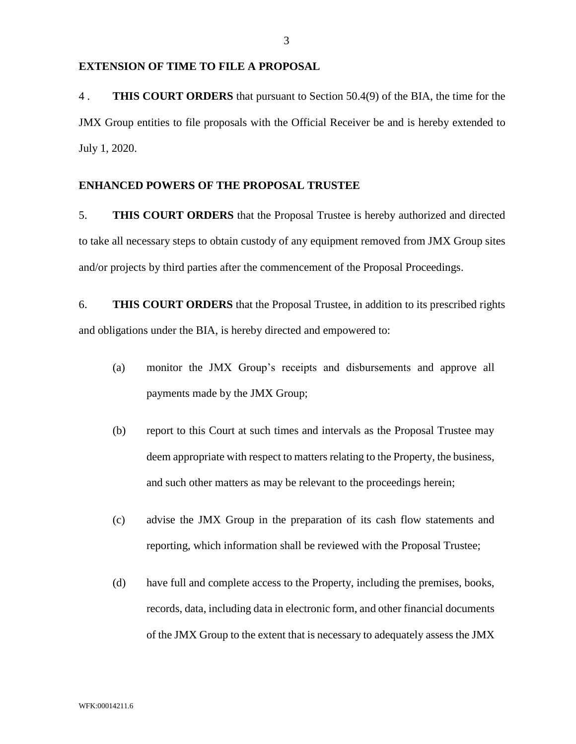**EXTENSION OF TIME TO FILE A PROPOSAL**

4 . **THIS COURT ORDERS** that pursuant to Section 50.4(9) of the BIA, the time for the JMX Group entities to file proposals with the Official Receiver be and is hereby extended to July 1, 2020.

**ENHANCED POWERS OF THE PROPOSAL TRUSTEE**

5. **THIS COURT ORDERS** that the Proposal Trustee is hereby authorized and directed to take all necessary steps to obtain custody of any equipment removed from JMX Group sites and/or projects by third parties after the commencement of the Proposal Proceedings.

6. **THIS COURT ORDERS** that the Proposal Trustee, in addition to its prescribed rights and obligations under the BIA, is hereby directed and empowered to:

(a) monitor the JMX Group's receipts and disbursements and approve all payments made by the JMX Group;

(b) report to this Court at such times and intervals as the Proposal Trustee may deem appropriate with respect to matters relating to the Property, the business, and such other matters as may be relevant to the proceedings herein;

(c) advise the JMX Group in the preparation of its cash flow statements and reporting, which information shall be reviewed with the Proposal Trustee;

(d) have full and complete access to the Property, including the premises, books, records, data, including data in electronic form, and other financial documents of the JMX Group to the extent that is necessary to adequately assess the JMX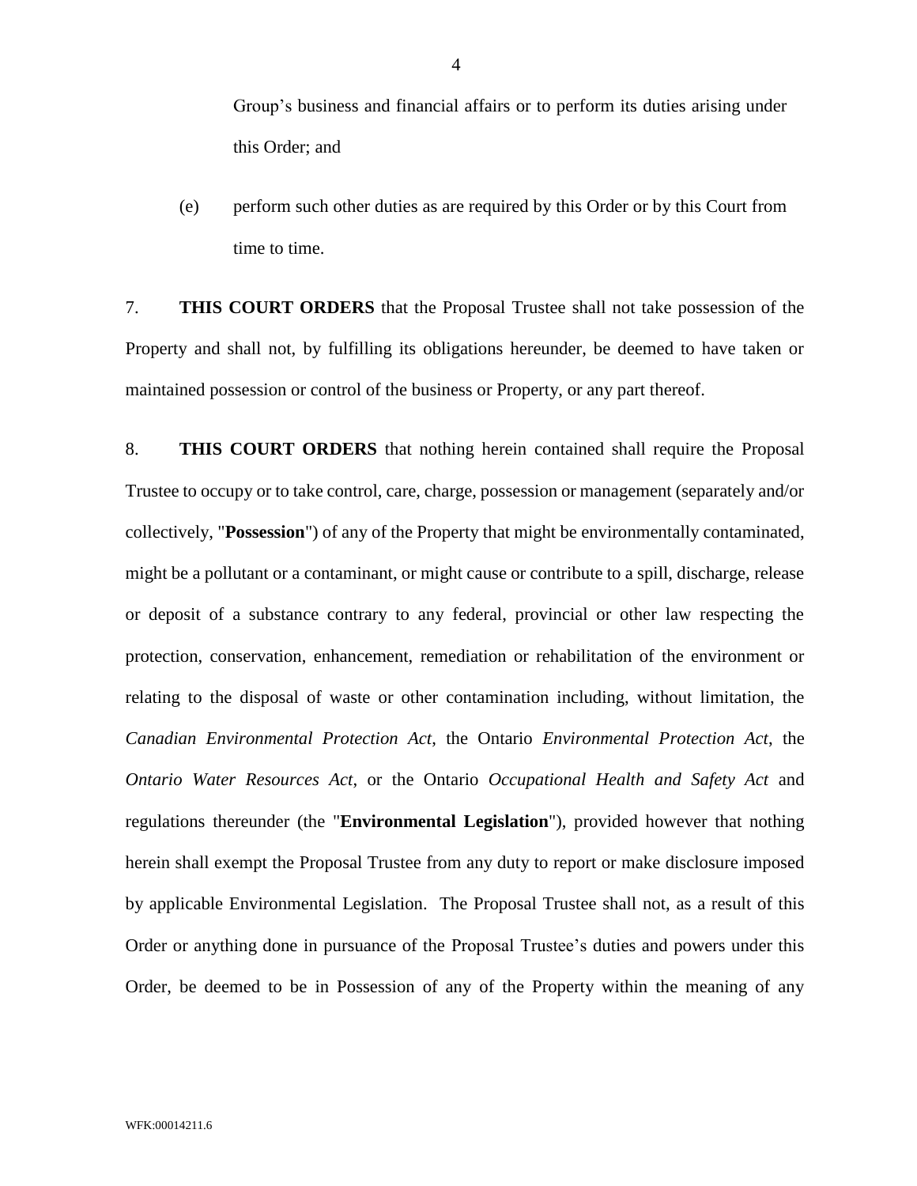Group's business and financial affairs or to perform its duties arising under this Order; and

(e) perform such other duties as are required by this Order or by this Court from time to time.

7. **THIS COURT ORDERS** that the Proposal Trustee shall not take possession of the Property and shall not, by fulfilling its obligations hereunder, be deemed to have taken or maintained possession or control of the business or Property, or any part thereof.

8. **THIS COURT ORDERS** that nothing herein contained shall require the Proposal Trustee to occupy or to take control, care, charge, possession or management (separately and/or collectively, "**Possession**") of any of the Property that might be environmentally contaminated, might be a pollutant or a contaminant, or might cause or contribute to a spill, discharge, release or deposit of a substance contrary to any federal, provincial or other law respecting the protection, conservation, enhancement, remediation or rehabilitation of the environment or relating to the disposal of waste or other contamination including, without limitation, the *Canadian Environmental Protection Act*, the Ontario *Environmental Protection Act*, the *Ontario Water Resources Act*, or the Ontario *Occupational Health and Safety Act* and regulations thereunder (the "**Environmental Legislation**"), provided however that nothing herein shall exempt the Proposal Trustee from any duty to report or make disclosure imposed by applicable Environmental Legislation. The Proposal Trustee shall not, as a result of this Order or anything done in pursuance of the Proposal Trustee's duties and powers under this Order, be deemed to be in Possession of any of the Property within the meaning of any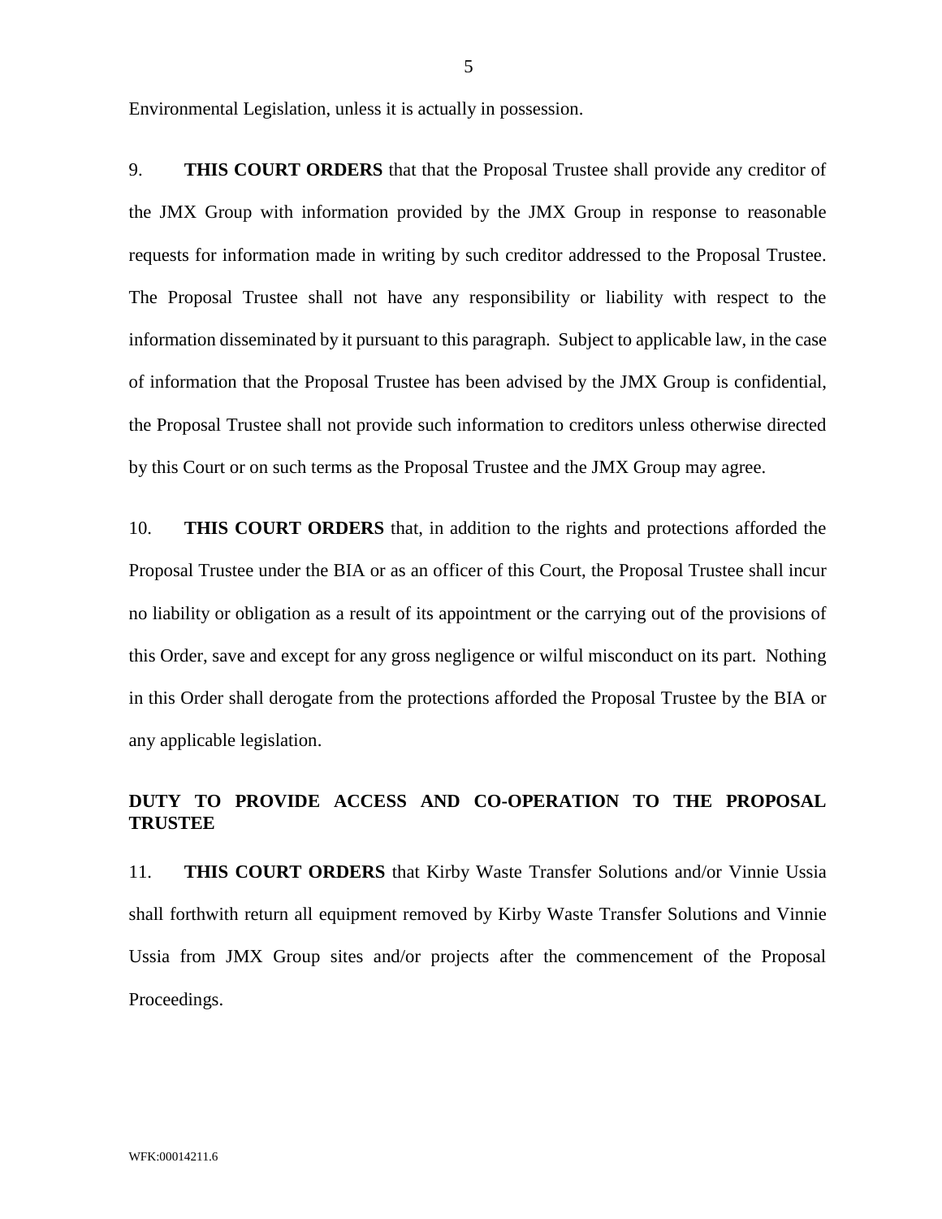Environmental Legislation, unless it is actually in possession.

9. **THIS COURT ORDERS** that that the Proposal Trustee shall provide any creditor of the JMX Group with information provided by the JMX Group in response to reasonable requests for information made in writing by such creditor addressed to the Proposal Trustee. The Proposal Trustee shall not have any responsibility or liability with respect to the information disseminated by it pursuant to this paragraph. Subject to applicable law, in the case of information that the Proposal Trustee has been advised by the JMX Group is confidential, the Proposal Trustee shall not provide such information to creditors unless otherwise directed by this Court or on such terms as the Proposal Trustee and the JMX Group may agree.

10. **THIS COURT ORDERS** that, in addition to the rights and protections afforded the Proposal Trustee under the BIA or as an officer of this Court, the Proposal Trustee shall incur no liability or obligation as a result of its appointment or the carrying out of the provisions of this Order, save and except for any gross negligence or wilful misconduct on its part. Nothing in this Order shall derogate from the protections afforded the Proposal Trustee by the BIA or any applicable legislation.

**DUTY TO PROVIDE ACCESS AND CO-OPERATION TO THE PROPOSAL TRUSTEE**

11. **THIS COURT ORDERS** that Kirby Waste Transfer Solutions and/or Vinnie Ussia shall forthwith return all equipment removed by Kirby Waste Transfer Solutions and Vinnie Ussia from JMX Group sites and/or projects after the commencement of the Proposal Proceedings.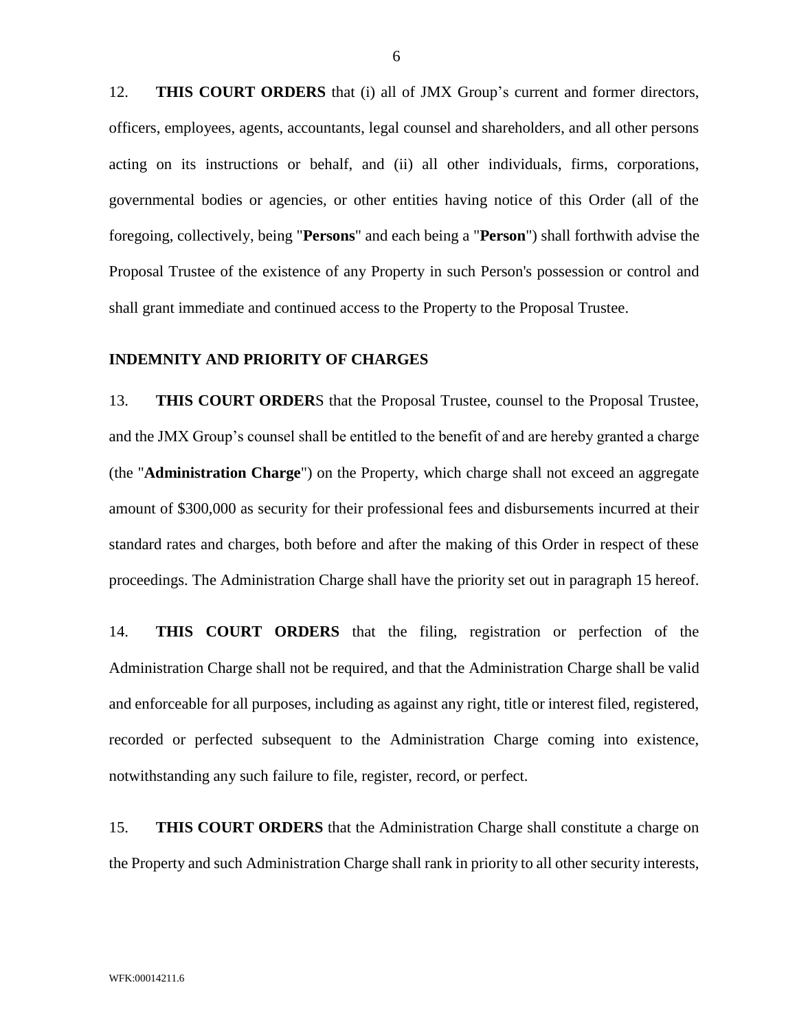12. **THIS COURT ORDERS** that (i) all of JMX Group's current and former directors, officers, employees, agents, accountants, legal counsel and shareholders, and all other persons acting on its instructions or behalf, and (ii) all other individuals, firms, corporations, governmental bodies or agencies, or other entities having notice of this Order (all of the foregoing, collectively, being "**Persons**" and each being a "**Person**") shall forthwith advise the Proposal Trustee of the existence of any Property in such Person's possession or control and shall grant immediate and continued access to the Property to the Proposal Trustee.

## INDEMNITY AND PRIORITY OF CHARGES

13. **THIS COURT ORDER**S that the Proposal Trustee, counsel to the Proposal Trustee, and the JMX Group's counsel shall be entitled to the benefit of and are hereby granted a charge (the "**Administration Charge**") on the Property, which charge shall not exceed an aggregate amount of $300,000 as security for their professional fees and disbursements incurred at their standard rates and charges, both before and after the making of this Order in respect of these proceedings. The Administration Charge shall have the priority set out in paragraph 15 hereof.

14. **THIS COURT ORDERS** that the filing, registration or perfection of the Administration Charge shall not be required, and that the Administration Charge shall be valid and enforceable for all purposes, including as against any right, title or interest filed, registered, recorded or perfected subsequent to the Administration Charge coming into existence, notwithstanding any such failure to file, register, record, or perfect.

15. **THIS COURT ORDERS** that the Administration Charge shall constitute a charge on the Property and such Administration Charge shall rank in priority to all other security interests,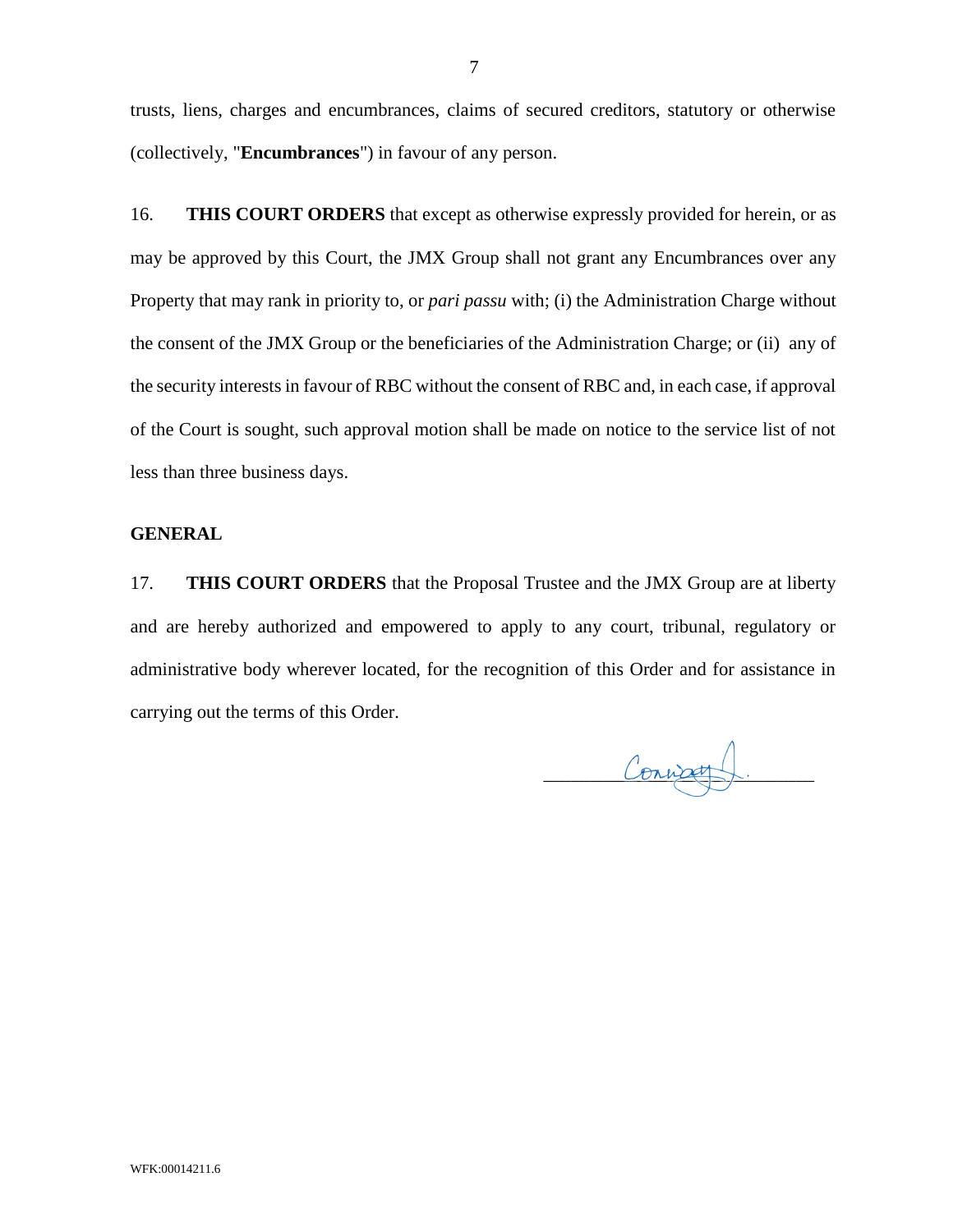trusts, liens, charges and encumbrances, claims of secured creditors, statutory or otherwise (collectively, "**Encumbrances**") in favour of any person.

16. **THIS COURT ORDERS** that except as otherwise expressly provided for herein, or as may be approved by this Court, the JMX Group shall not grant any Encumbrances over any Property that may rank in priority to, or *pari passu* with; (i) the Administration Charge without the consent of the JMX Group or the beneficiaries of the Administration Charge; or (ii) any of the security interests in favour of RBC without the consent of RBC and, in each case, if approval of the Court is sought, such approval motion shall be made on notice to the service list of not less than three business days.

## GENERAL

17. **THIS COURT ORDERS** that the Proposal Trustee and the JMX Group are at liberty and are hereby authorized and empowered to apply to any court, tribunal, regulatory or administrative body wherever located, for the recognition of this Order and for assistance in carrying out the terms of this Order.

Conway J.

WFK:00014211.6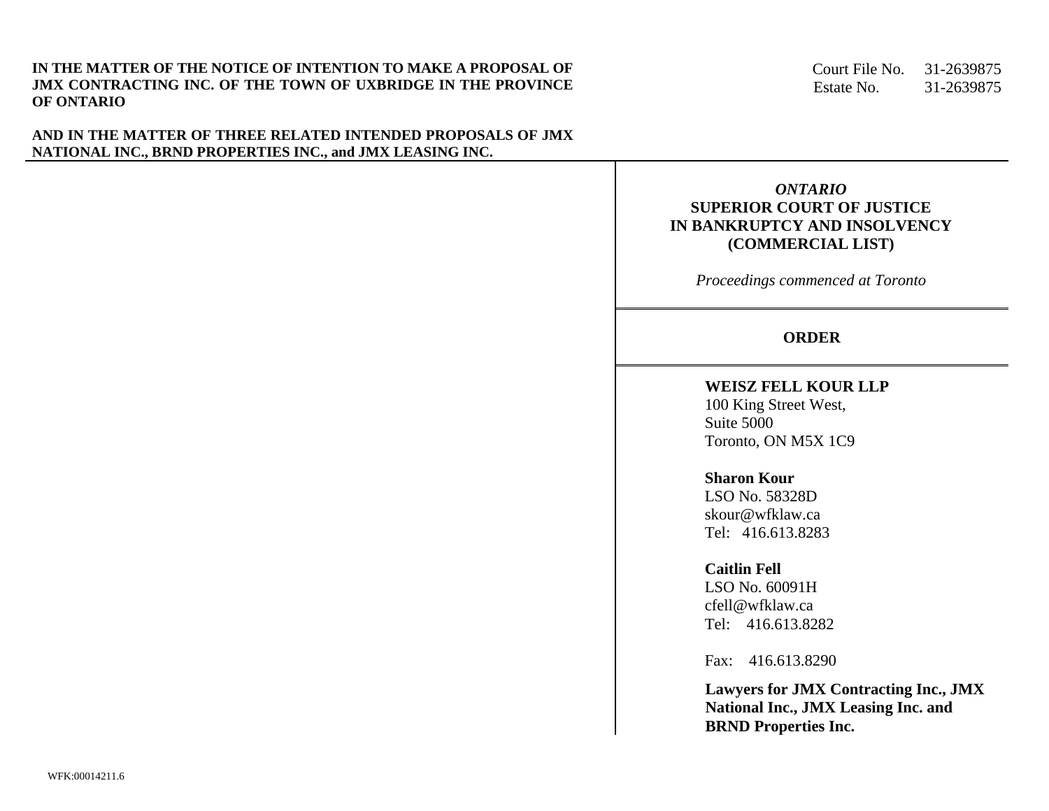**IN THE MATTER OF THE NOTICE OF INTENTION TO MAKE A PROPOSAL OF JMX CONTRACTING INC. OF THE TOWN OF UXBRIDGE IN THE PROVINCE OF ONTARIO**

**AND IN THE MATTER OF THREE RELATED INTENDED PROPOSALS OF JMX NATIONAL INC., BRND PROPERTIES INC., and JMX LEASING INC.**

Court File No. 31-2639875
Estate No. 31-2639875

*ONTARIO*
**SUPERIOR COURT OF JUSTICE**
**IN BANKRUPTCY AND INSOLVENCY**
**(COMMERCIAL LIST)**

*Proceedings commenced at Toronto*

**ORDER**

**WEISZ FELL KOUR LLP**
100 King Street West,
Suite 5000
Toronto, ON M5X 1C9

**Sharon Kour**
LSO No. 58328D
skour@wfklaw.ca
Tel: 416.613.8283

**Caitlin Fell**
LSO No. 60091H
cfell@wfklaw.ca
Tel: 416.613.8282

Fax: 416.613.8290

**Lawyers for JMX Contracting Inc., JMX National Inc., JMX Leasing Inc. and BRND Properties Inc.**

WFK:00014211.6